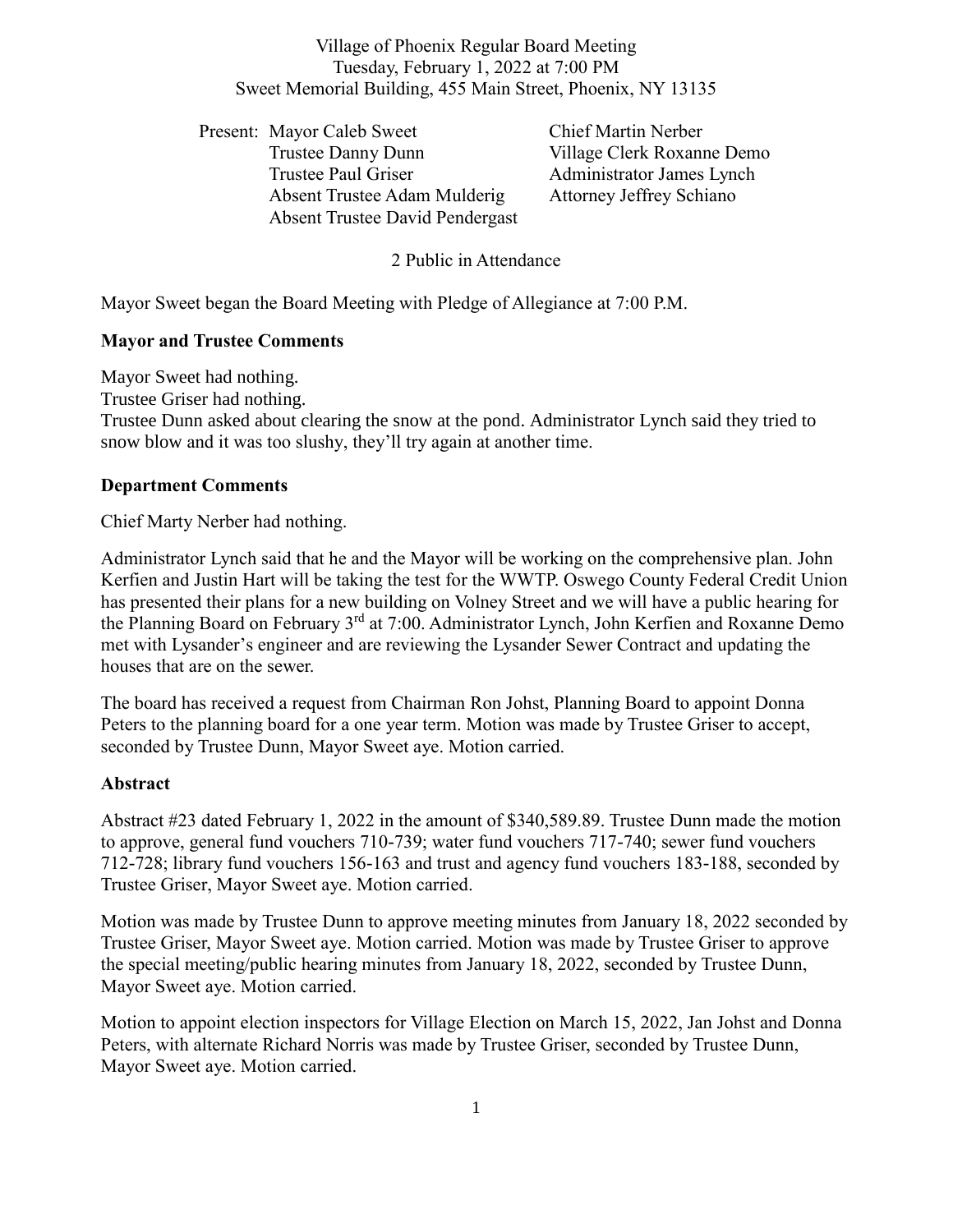Village of Phoenix Regular Board Meeting
Tuesday, February 1, 2022 at 7:00 PM
Sweet Memorial Building, 455 Main Street, Phoenix, NY 13135

Present: Mayor Caleb Sweet
Trustee Danny Dunn
Trustee Paul Griser
Absent Trustee Adam Mulderig
Absent Trustee David Pendergast

Chief Martin Nerber
Village Clerk Roxanne Demo
Administrator James Lynch
Attorney Jeffrey Schiano

2 Public in Attendance

Mayor Sweet began the Board Meeting with Pledge of Allegiance at 7:00 P.M.

**Mayor and Trustee Comments**

Mayor Sweet had nothing.
Trustee Griser had nothing.
Trustee Dunn asked about clearing the snow at the pond. Administrator Lynch said they tried to snow blow and it was too slushy, they'll try again at another time.

**Department Comments**

Chief Marty Nerber had nothing.

Administrator Lynch said that he and the Mayor will be working on the comprehensive plan. John Kerfien and Justin Hart will be taking the test for the WWTP. Oswego County Federal Credit Union has presented their plans for a new building on Volney Street and we will have a public hearing for the Planning Board on February 3rd at 7:00. Administrator Lynch, John Kerfien and Roxanne Demo met with Lysander's engineer and are reviewing the Lysander Sewer Contract and updating the houses that are on the sewer.

The board has received a request from Chairman Ron Johst, Planning Board to appoint Donna Peters to the planning board for a one year term. Motion was made by Trustee Griser to accept, seconded by Trustee Dunn, Mayor Sweet aye. Motion carried.

**Abstract**

Abstract #23 dated February 1, 2022 in the amount of $340,589.89. Trustee Dunn made the motion to approve, general fund vouchers 710-739; water fund vouchers 717-740; sewer fund vouchers 712-728; library fund vouchers 156-163 and trust and agency fund vouchers 183-188, seconded by Trustee Griser, Mayor Sweet aye. Motion carried.

Motion was made by Trustee Dunn to approve meeting minutes from January 18, 2022 seconded by Trustee Griser, Mayor Sweet aye. Motion carried. Motion was made by Trustee Griser to approve the special meeting/public hearing minutes from January 18, 2022, seconded by Trustee Dunn, Mayor Sweet aye. Motion carried.

Motion to appoint election inspectors for Village Election on March 15, 2022, Jan Johst and Donna Peters, with alternate Richard Norris was made by Trustee Griser, seconded by Trustee Dunn, Mayor Sweet aye. Motion carried.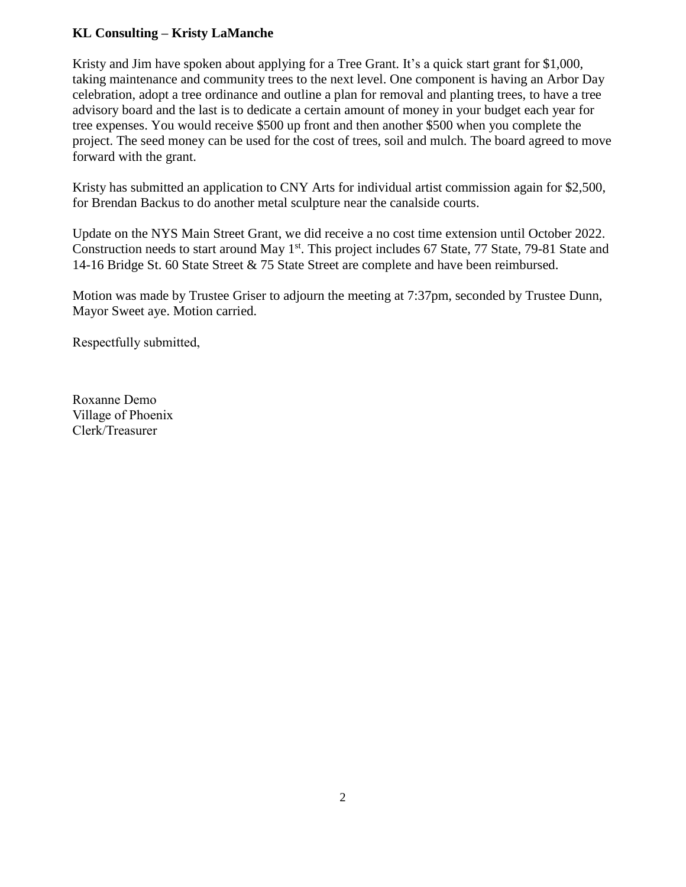**KL Consulting – Kristy LaManche**

Kristy and Jim have spoken about applying for a Tree Grant. It's a quick start grant for $1,000, taking maintenance and community trees to the next level. One component is having an Arbor Day celebration, adopt a tree ordinance and outline a plan for removal and planting trees, to have a tree advisory board and the last is to dedicate a certain amount of money in your budget each year for tree expenses. You would receive $500 up front and then another $500 when you complete the project. The seed money can be used for the cost of trees, soil and mulch. The board agreed to move forward with the grant.

Kristy has submitted an application to CNY Arts for individual artist commission again for $2,500, for Brendan Backus to do another metal sculpture near the canalside courts.

Update on the NYS Main Street Grant, we did receive a no cost time extension until October 2022. Construction needs to start around May 1st. This project includes 67 State, 77 State, 79-81 State and 14-16 Bridge St. 60 State Street & 75 State Street are complete and have been reimbursed.

Motion was made by Trustee Griser to adjourn the meeting at 7:37pm, seconded by Trustee Dunn, Mayor Sweet aye. Motion carried.

Respectfully submitted,

Roxanne Demo
Village of Phoenix
Clerk/Treasurer